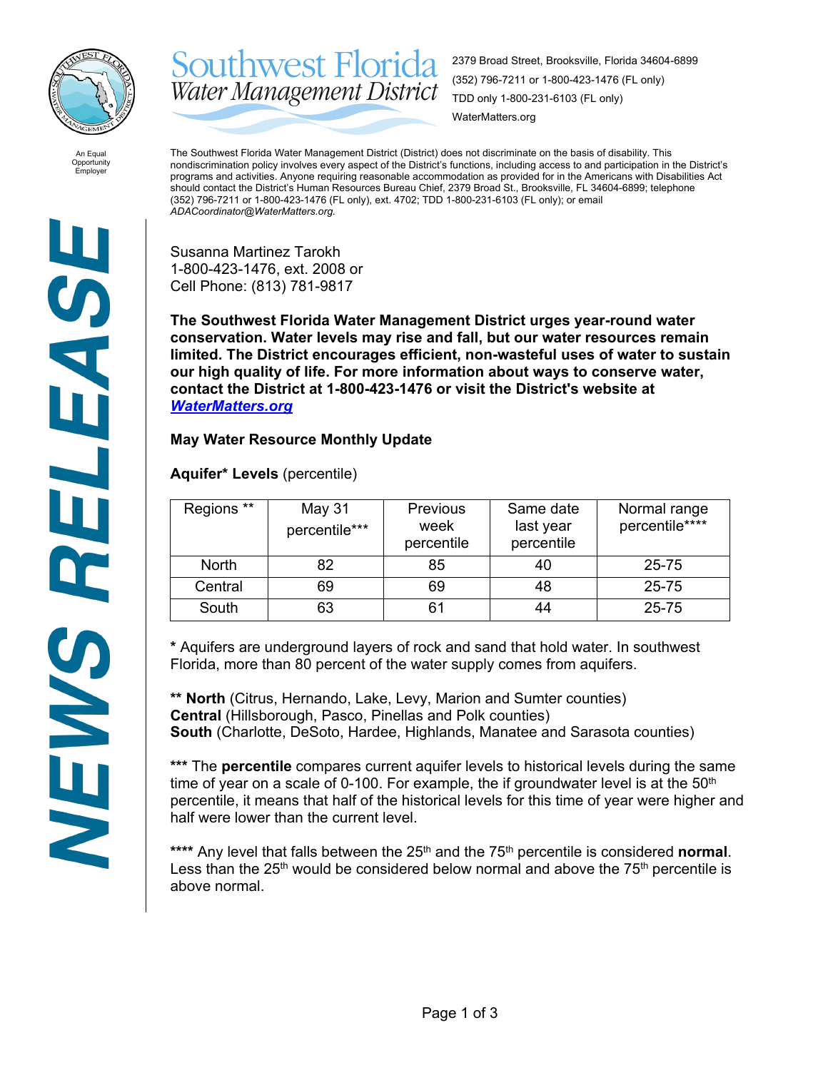# Southwest Florida Water Management District

2379 Broad Street, Brooksville, Florida 34604-6899
(352) 796-7211 or 1-800-423-1476 (FL only)
TDD only 1-800-231-6103 (FL only)
WaterMatters.org

An Equal Opportunity Employer

The Southwest Florida Water Management District (District) does not discriminate on the basis of disability. This nondiscrimination policy involves every aspect of the District's functions, including access to and participation in the District's programs and activities. Anyone requiring reasonable accommodation as provided for in the Americans with Disabilities Act should contact the District's Human Resources Bureau Chief, 2379 Broad St., Brooksville, FL 34604-6899; telephone (352) 796-7211 or 1-800-423-1476 (FL only), ext. 4702; TDD 1-800-231-6103 (FL only); or email *ADACoordinator@WaterMatters.org.*

**NEWS RELEASE**

Susanna Martinez Tarokh
1-800-423-1476, ext. 2008 or
Cell Phone: (813) 781-9817

**The Southwest Florida Water Management District urges year-round water conservation. Water levels may rise and fall, but our water resources remain limited. The District encourages efficient, non-wasteful uses of water to sustain our high quality of life. For more information about ways to conserve water, contact the District at 1-800-423-1476 or visit the District's website at *WaterMatters.org***

**May Water Resource Monthly Update**

**Aquifer* Levels** (percentile)

| Regions ** | May 31 percentile*** | Previous week percentile | Same date last year percentile | Normal range percentile**** |
|---|---|---|---|---|
| North | 82 | 85 | 40 | 25-75 |
| Central | 69 | 69 | 48 | 25-75 |
| South | 63 | 61 | 44 | 25-75 |

**\*** Aquifers are underground layers of rock and sand that hold water. In southwest Florida, more than 80 percent of the water supply comes from aquifers.

**\*\* North** (Citrus, Hernando, Lake, Levy, Marion and Sumter counties)
**Central** (Hillsborough, Pasco, Pinellas and Polk counties)
**South** (Charlotte, DeSoto, Hardee, Highlands, Manatee and Sarasota counties)

**\*\*\*** The **percentile** compares current aquifer levels to historical levels during the same time of year on a scale of 0-100. For example, the if groundwater level is at the 50th percentile, it means that half of the historical levels for this time of year were higher and half were lower than the current level.

**\*\*\*\*** Any level that falls between the 25th and the 75th percentile is considered **normal**. Less than the 25th would be considered below normal and above the 75th percentile is above normal.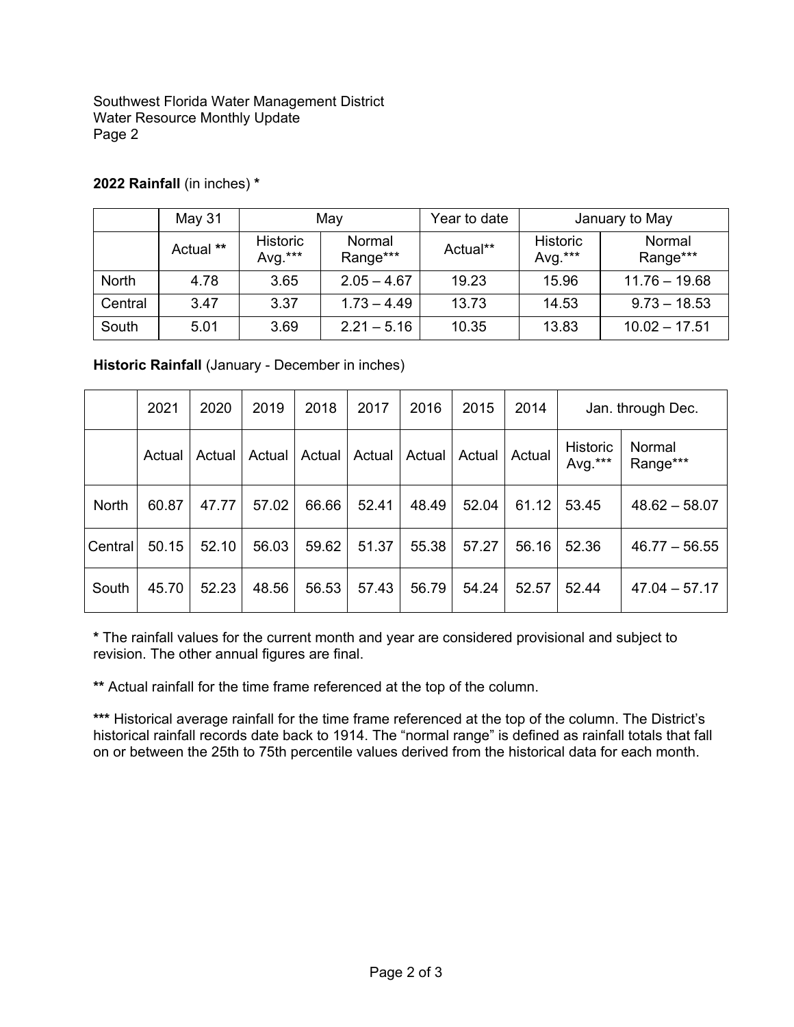Southwest Florida Water Management District
Water Resource Monthly Update
Page 2

**2022 Rainfall** (in inches) *

| | May 31 | May | | Year to date | January to May | |
|---|---|---|---|---|---|---|
| | Actual ** | Historic Avg.*** | Normal Range*** | Actual** | Historic Avg.*** | Normal Range*** |
| North | 4.78 | 3.65 | 2.05 – 4.67 | 19.23 | 15.96 | 11.76 – 19.68 |
| Central | 3.47 | 3.37 | 1.73 – 4.49 | 13.73 | 14.53 | 9.73 – 18.53 |
| South | 5.01 | 3.69 | 2.21 – 5.16 | 10.35 | 13.83 | 10.02 – 17.51 |

**Historic Rainfall** (January - December in inches)

| | 2021 | 2020 | 2019 | 2018 | 2017 | 2016 | 2015 | 2014 | Jan. through Dec. | |
|---|---|---|---|---|---|---|---|---|---|---|
| | Actual | Actual | Actual | Actual | Actual | Actual | Actual | Actual | Historic Avg.*** | Normal Range*** |
| North | 60.87 | 47.77 | 57.02 | 66.66 | 52.41 | 48.49 | 52.04 | 61.12 | 53.45 | 48.62 – 58.07 |
| Central | 50.15 | 52.10 | 56.03 | 59.62 | 51.37 | 55.38 | 57.27 | 56.16 | 52.36 | 46.77 – 56.55 |
| South | 45.70 | 52.23 | 48.56 | 56.53 | 57.43 | 56.79 | 54.24 | 52.57 | 52.44 | 47.04 – 57.17 |

**\*** The rainfall values for the current month and year are considered provisional and subject to revision. The other annual figures are final.

**\*\*** Actual rainfall for the time frame referenced at the top of the column.

**\*\*\*** Historical average rainfall for the time frame referenced at the top of the column. The District's historical rainfall records date back to 1914. The "normal range" is defined as rainfall totals that fall on or between the 25th to 75th percentile values derived from the historical data for each month.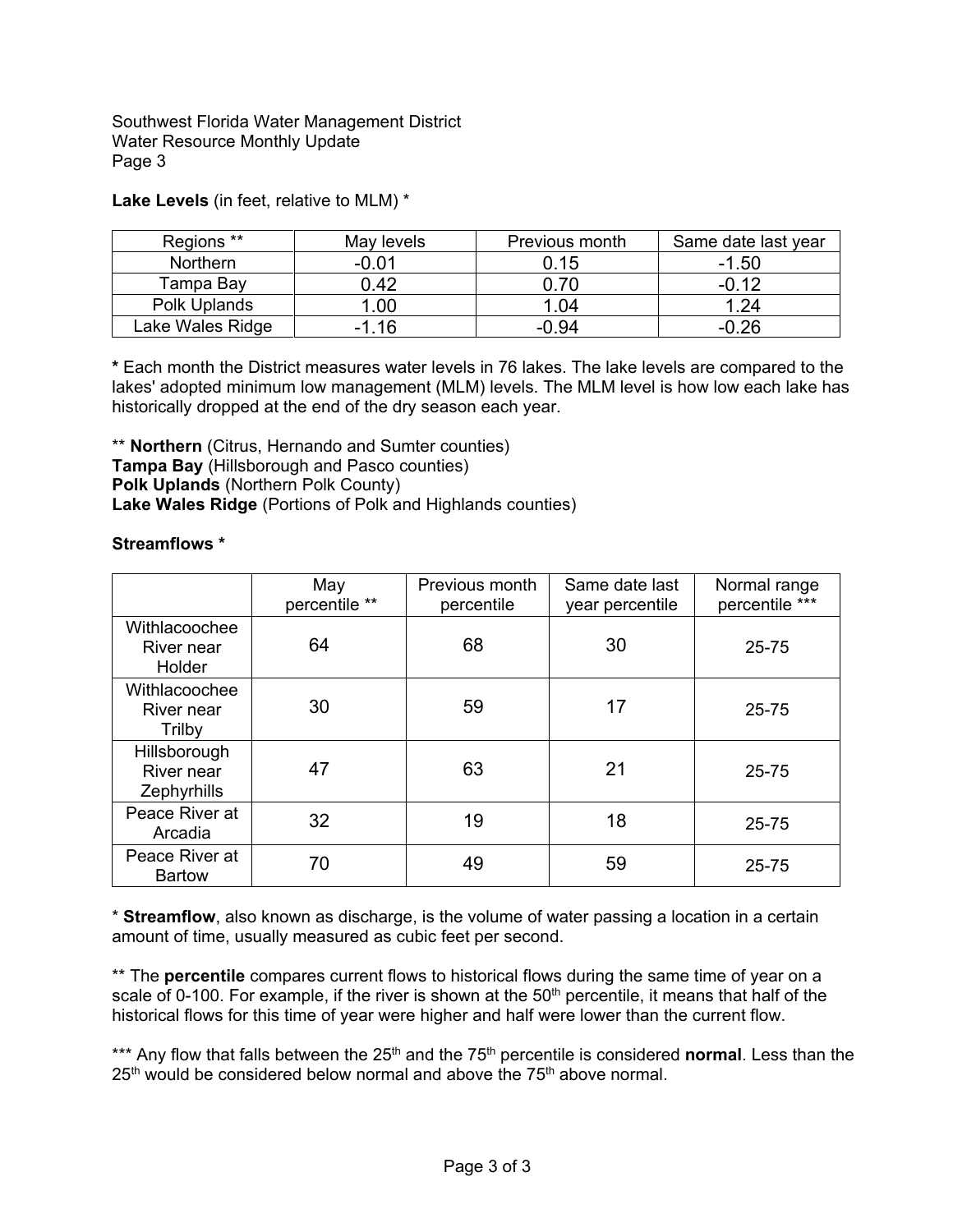Southwest Florida Water Management District
Water Resource Monthly Update
Page 3

**Lake Levels** (in feet, relative to MLM) *

| Regions ** | May levels | Previous month | Same date last year |
|---|---|---|---|
| Northern | -0.01 | 0.15 | -1.50 |
| Tampa Bay | 0.42 | 0.70 | -0.12 |
| Polk Uplands | 1.00 | 1.04 | 1.24 |
| Lake Wales Ridge | -1.16 | -0.94 | -0.26 |

**\*** Each month the District measures water levels in 76 lakes. The lake levels are compared to the lakes' adopted minimum low management (MLM) levels. The MLM level is how low each lake has historically dropped at the end of the dry season each year.

** **Northern** (Citrus, Hernando and Sumter counties)
**Tampa Bay** (Hillsborough and Pasco counties)
**Polk Uplands** (Northern Polk County)
**Lake Wales Ridge** (Portions of Polk and Highlands counties)

**Streamflows ***

| | May percentile ** | Previous month percentile | Same date last year percentile | Normal range percentile *** |
|---|---|---|---|---|
| Withlacoochee River near Holder | 64 | 68 | 30 | 25-75 |
| Withlacoochee River near Trilby | 30 | 59 | 17 | 25-75 |
| Hillsborough River near Zephyrhills | 47 | 63 | 21 | 25-75 |
| Peace River at Arcadia | 32 | 19 | 18 | 25-75 |
| Peace River at Bartow | 70 | 49 | 59 | 25-75 |

\* **Streamflow**, also known as discharge, is the volume of water passing a location in a certain amount of time, usually measured as cubic feet per second.

** The **percentile** compares current flows to historical flows during the same time of year on a scale of 0-100. For example, if the river is shown at the 50th percentile, it means that half of the historical flows for this time of year were higher and half were lower than the current flow.

*** Any flow that falls between the 25th and the 75th percentile is considered **normal**. Less than the 25th would be considered below normal and above the 75th above normal.